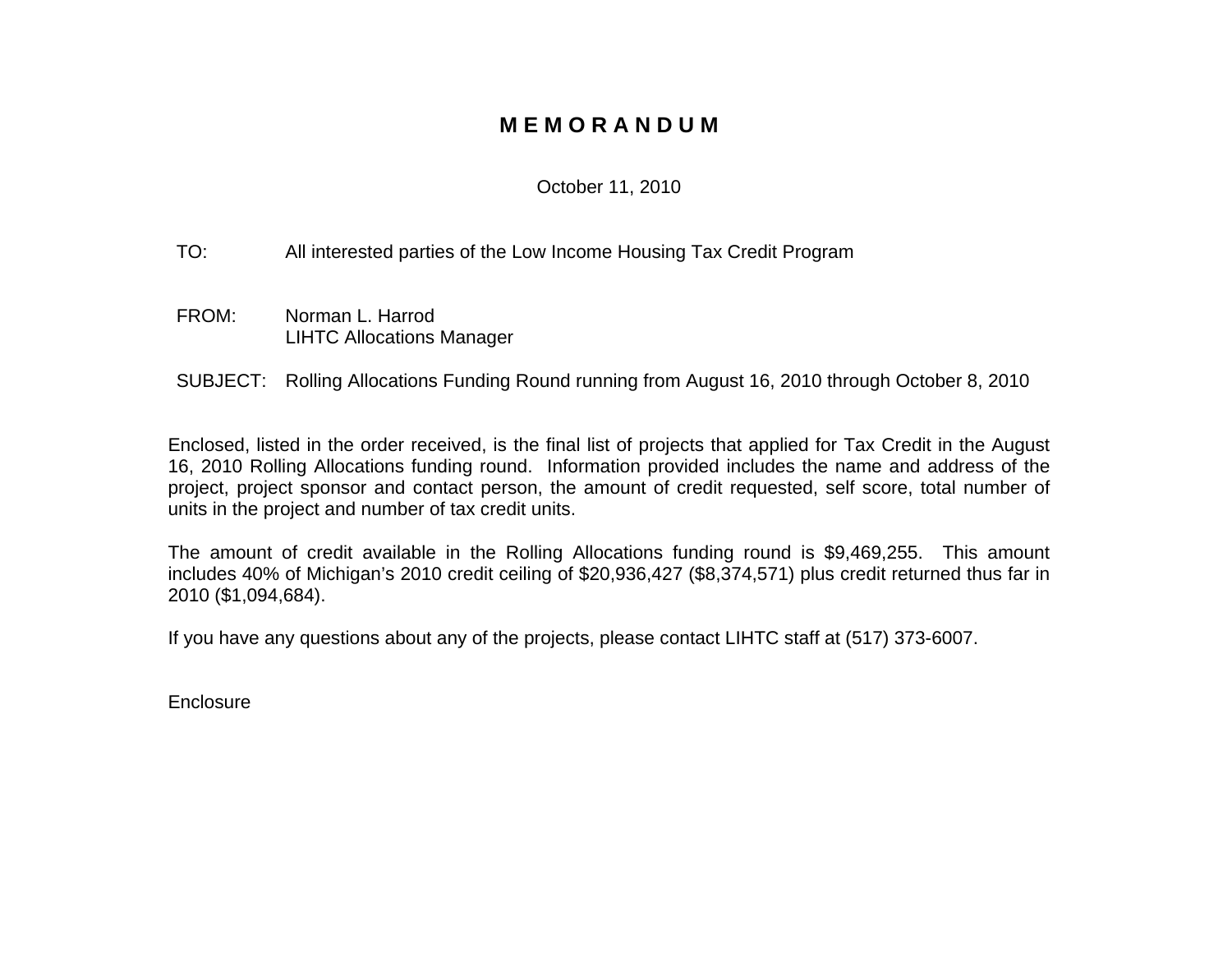# M E M O R A N D U M

October 11, 2010

TO: All interested parties of the Low Income Housing Tax Credit Program

FROM: Norman L. Harrod
LIHTC Allocations Manager

SUBJECT: Rolling Allocations Funding Round running from August 16, 2010 through October 8, 2010

Enclosed, listed in the order received, is the final list of projects that applied for Tax Credit in the August 16, 2010 Rolling Allocations funding round. Information provided includes the name and address of the project, project sponsor and contact person, the amount of credit requested, self score, total number of units in the project and number of tax credit units.

The amount of credit available in the Rolling Allocations funding round is $9,469,255. This amount includes 40% of Michigan's 2010 credit ceiling of $20,936,427 ($8,374,571) plus credit returned thus far in 2010 ($1,094,684).

If you have any questions about any of the projects, please contact LIHTC staff at (517) 373-6007.

Enclosure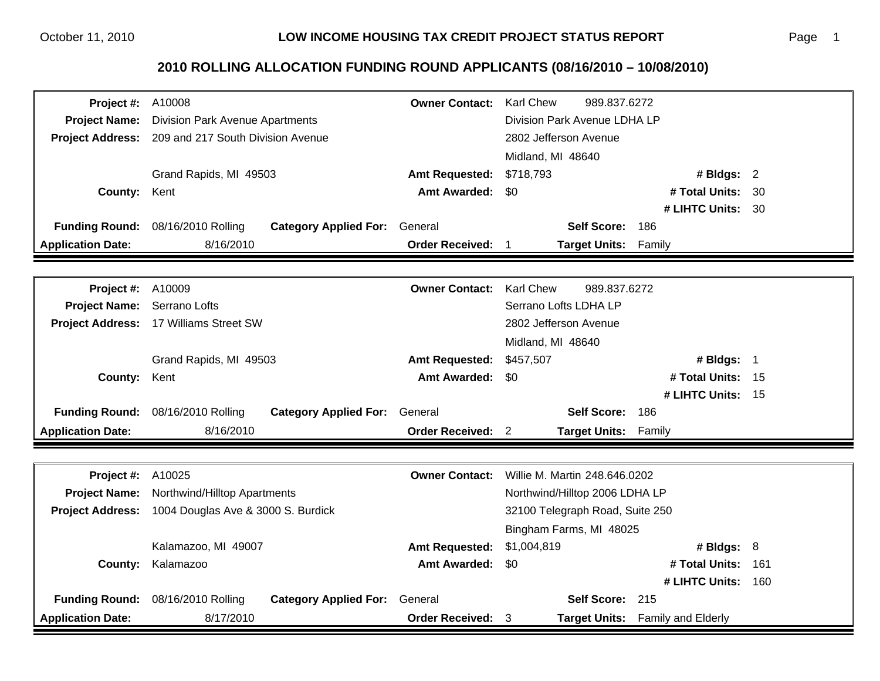## 2010 ROLLING ALLOCATION FUNDING ROUND APPLICANTS (08/16/2010 – 10/08/2010)

| | | | | |
|---|---|---|---|---|
| **Project #:** A10008 | | **Owner Contact:** | Karl Chew 989.837.6272 | |
| **Project Name:** Division Park Avenue Apartments | | | Division Park Avenue LDHA LP | |
| **Project Address:** 209 and 217 South Division Avenue | | | 2802 Jefferson Avenue | |
| | | | Midland, MI 48640 | |
| Grand Rapids, MI 49503 | | **Amt Requested:** | $718,793 | **# Bldgs:** 2 |
| **County:** Kent | | **Amt Awarded:** | $0 | **# Total Units:** 30 |
| | | | | **# LIHTC Units:** 30 |
| **Funding Round:** 08/16/2010 Rolling | **Category Applied For:** | General | **Self Score:** 186 | |
| **Application Date:** 8/16/2010 | | **Order Received:** 1 | **Target Units:** Family | |

| | | | | |
|---|---|---|---|---|
| **Project #:** A10009 | | **Owner Contact:** | Karl Chew 989.837.6272 | |
| **Project Name:** Serrano Lofts | | | Serrano Lofts LDHA LP | |
| **Project Address:** 17 Williams Street SW | | | 2802 Jefferson Avenue | |
| | | | Midland, MI 48640 | |
| Grand Rapids, MI 49503 | | **Amt Requested:** | $457,507 | **# Bldgs:** 1 |
| **County:** Kent | | **Amt Awarded:** | $0 | **# Total Units:** 15 |
| | | | | **# LIHTC Units:** 15 |
| **Funding Round:** 08/16/2010 Rolling | **Category Applied For:** | General | **Self Score:** 186 | |
| **Application Date:** 8/16/2010 | | **Order Received:** 2 | **Target Units:** Family | |

| | | | | |
|---|---|---|---|---|
| **Project #:** A10025 | | **Owner Contact:** | Willie M. Martin 248.646.0202 | |
| **Project Name:** Northwind/Hilltop Apartments | | | Northwind/Hilltop 2006 LDHA LP | |
| **Project Address:** 1004 Douglas Ave & 3000 S. Burdick | | | 32100 Telegraph Road, Suite 250 | |
| | | | Bingham Farms, MI 48025 | |
| Kalamazoo, MI 49007 | | **Amt Requested:** | $1,004,819 | **# Bldgs:** 8 |
| **County:** Kalamazoo | | **Amt Awarded:** | $0 | **# Total Units:** 161 |
| | | | | **# LIHTC Units:** 160 |
| **Funding Round:** 08/16/2010 Rolling | **Category Applied For:** | General | **Self Score:** 215 | |
| **Application Date:** 8/17/2010 | | **Order Received:** 3 | **Target Units:** Family and Elderly | |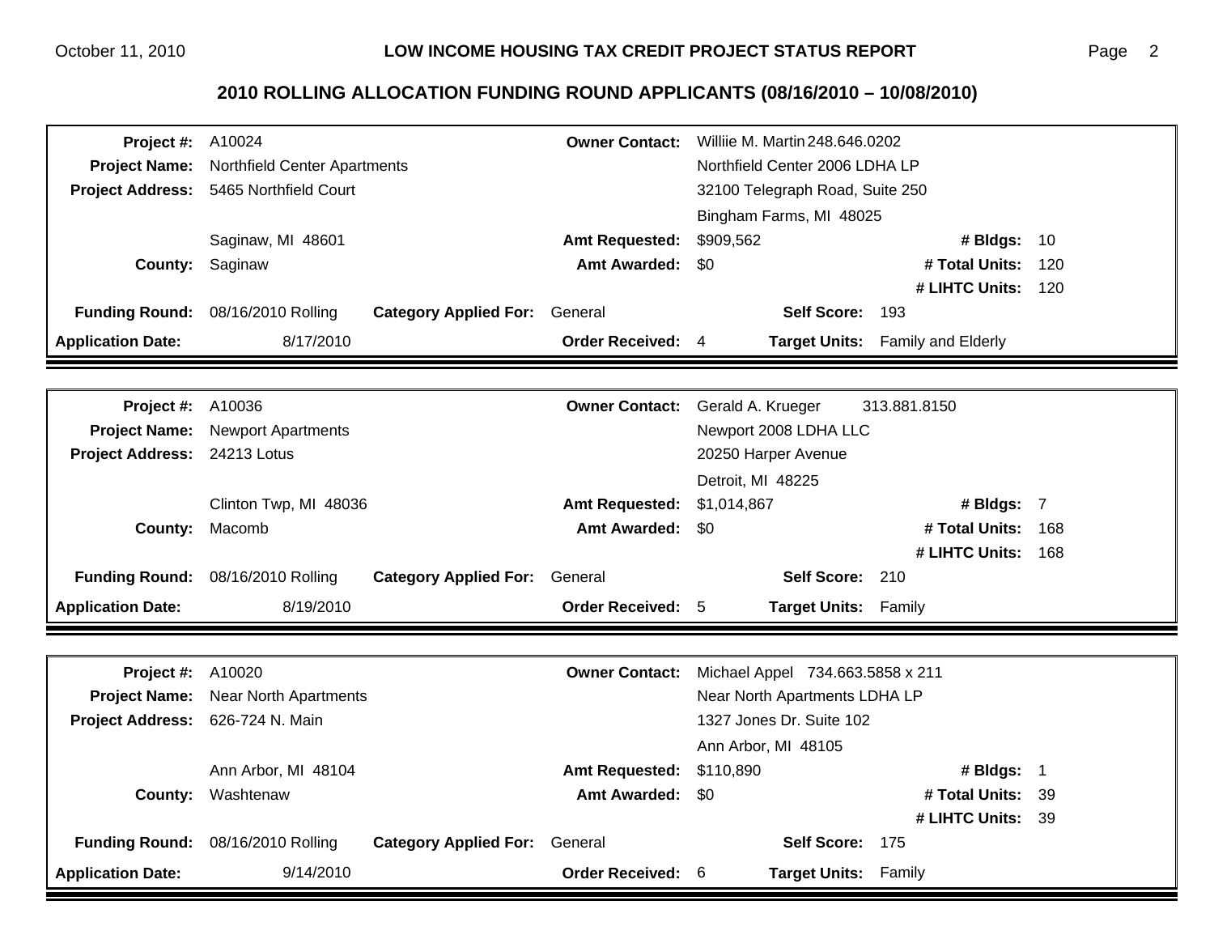## 2010 ROLLING ALLOCATION FUNDING ROUND APPLICANTS (08/16/2010 – 10/08/2010)

| | | | | | | | |
|---|---|---|---|---|---|---|---|
| **Project #:** | A10024 | | **Owner Contact:** | Williie M. Martin 248.646.0202 | | | |
| **Project Name:** | Northfield Center Apartments | | | Northfield Center 2006 LDHA LP | | | |
| **Project Address:** | 5465 Northfield Court | | | 32100 Telegraph Road, Suite 250 | | | |
| | | | | Bingham Farms, MI 48025 | | | |
| | Saginaw, MI 48601 | | **Amt Requested:** | $909,562 | | **# Bldgs:** | 10 |
| **County:** | Saginaw | | **Amt Awarded:** | $0 | | **# Total Units:** | 120 |
| | | | | | | **# LIHTC Units:** | 120 |
| **Funding Round:** | 08/16/2010 Rolling | **Category Applied For:** | General | **Self Score:** | 193 | | |
| **Application Date:** | 8/17/2010 | | **Order Received:** | 4 | **Target Units:** | Family and Elderly | |

| | | | | | | | |
|---|---|---|---|---|---|---|---|
| **Project #:** | A10036 | | **Owner Contact:** | Gerald A. Krueger 313.881.8150 | | | |
| **Project Name:** | Newport Apartments | | | Newport 2008 LDHA LLC | | | |
| **Project Address:** | 24213 Lotus | | | 20250 Harper Avenue | | | |
| | | | | Detroit, MI 48225 | | | |
| | Clinton Twp, MI 48036 | | **Amt Requested:** | $1,014,867 | | **# Bldgs:** | 7 |
| **County:** | Macomb | | **Amt Awarded:** | $0 | | **# Total Units:** | 168 |
| | | | | | | **# LIHTC Units:** | 168 |
| **Funding Round:** | 08/16/2010 Rolling | **Category Applied For:** | General | **Self Score:** | 210 | | |
| **Application Date:** | 8/19/2010 | | **Order Received:** | 5 | **Target Units:** | Family | |

| | | | | | | | |
|---|---|---|---|---|---|---|---|
| **Project #:** | A10020 | | **Owner Contact:** | Michael Appel 734.663.5858 x 211 | | | |
| **Project Name:** | Near North Apartments | | | Near North Apartments LDHA LP | | | |
| **Project Address:** | 626-724 N. Main | | | 1327 Jones Dr. Suite 102 | | | |
| | | | | Ann Arbor, MI 48105 | | | |
| | Ann Arbor, MI 48104 | | **Amt Requested:** | $110,890 | | **# Bldgs:** | 1 |
| **County:** | Washtenaw | | **Amt Awarded:** | $0 | | **# Total Units:** | 39 |
| | | | | | | **# LIHTC Units:** | 39 |
| **Funding Round:** | 08/16/2010 Rolling | **Category Applied For:** | General | **Self Score:** | 175 | | |
| **Application Date:** | 9/14/2010 | | **Order Received:** | 6 | **Target Units:** | Family | |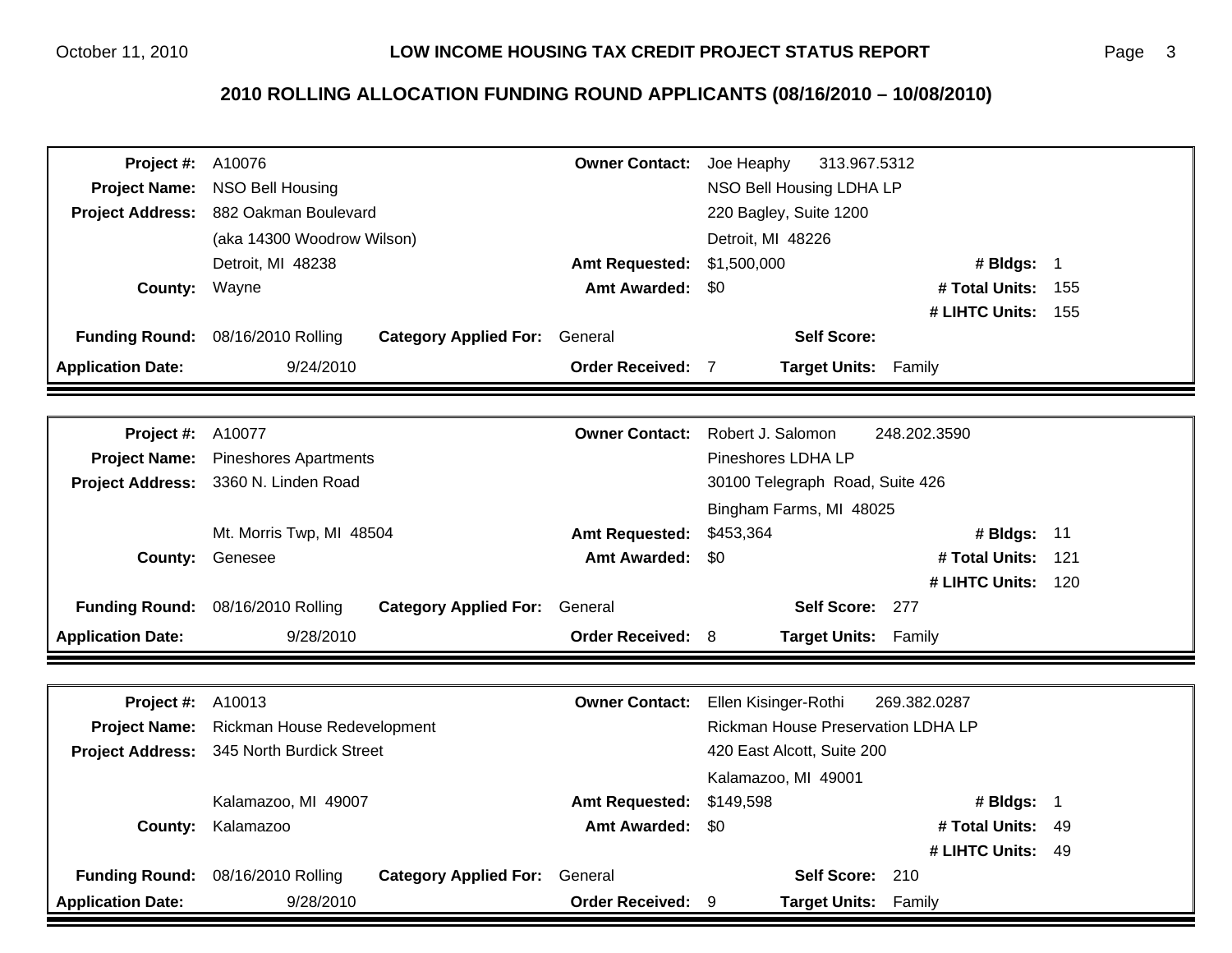## 2010 ROLLING ALLOCATION FUNDING ROUND APPLICANTS (08/16/2010 – 10/08/2010)

| | | | | | |
|---|---|---|---|---|---|
| **Project #:** | A10076 | **Owner Contact:** | Joe Heaphy 313.967.5312 | | |
| **Project Name:** | NSO Bell Housing | | NSO Bell Housing LDHA LP | | |
| **Project Address:** | 882 Oakman Boulevard | | 220 Bagley, Suite 1200 | | |
| | (aka 14300 Woodrow Wilson) | | Detroit, MI 48226 | | |
| | Detroit, MI 48238 | **Amt Requested:** | $1,500,000 | **# Bldgs:** | 1 |
| **County:** | Wayne | **Amt Awarded:** | $0 | **# Total Units:** | 155 |
| | | | | **# LIHTC Units:** | 155 |
| **Funding Round:** | 08/16/2010 Rolling **Category Applied For:** General | | **Self Score:** | | |
| **Application Date:** | 9/24/2010 | **Order Received:** | 7 **Target Units:** Family | | |

| | | | | | |
|---|---|---|---|---|---|
| **Project #:** | A10077 | **Owner Contact:** | Robert J. Salomon 248.202.3590 | | |
| **Project Name:** | Pineshores Apartments | | Pineshores LDHA LP | | |
| **Project Address:** | 3360 N. Linden Road | | 30100 Telegraph Road, Suite 426 | | |
| | | | Bingham Farms, MI 48025 | | |
| | Mt. Morris Twp, MI 48504 | **Amt Requested:** | $453,364 | **# Bldgs:** | 11 |
| **County:** | Genesee | **Amt Awarded:** | $0 | **# Total Units:** | 121 |
| | | | | **# LIHTC Units:** | 120 |
| **Funding Round:** | 08/16/2010 Rolling **Category Applied For:** General | | **Self Score:** 277 | | |
| **Application Date:** | 9/28/2010 | **Order Received:** | 8 **Target Units:** Family | | |

| | | | | | |
|---|---|---|---|---|---|
| **Project #:** | A10013 | **Owner Contact:** | Ellen Kisinger-Rothi 269.382.0287 | | |
| **Project Name:** | Rickman House Redevelopment | | Rickman House Preservation LDHA LP | | |
| **Project Address:** | 345 North Burdick Street | | 420 East Alcott, Suite 200 | | |
| | | | Kalamazoo, MI 49001 | | |
| | Kalamazoo, MI 49007 | **Amt Requested:** | $149,598 | **# Bldgs:** | 1 |
| **County:** | Kalamazoo | **Amt Awarded:** | $0 | **# Total Units:** | 49 |
| | | | | **# LIHTC Units:** | 49 |
| **Funding Round:** | 08/16/2010 Rolling **Category Applied For:** General | | **Self Score:** 210 | | |
| **Application Date:** | 9/28/2010 | **Order Received:** | 9 **Target Units:** Family | | |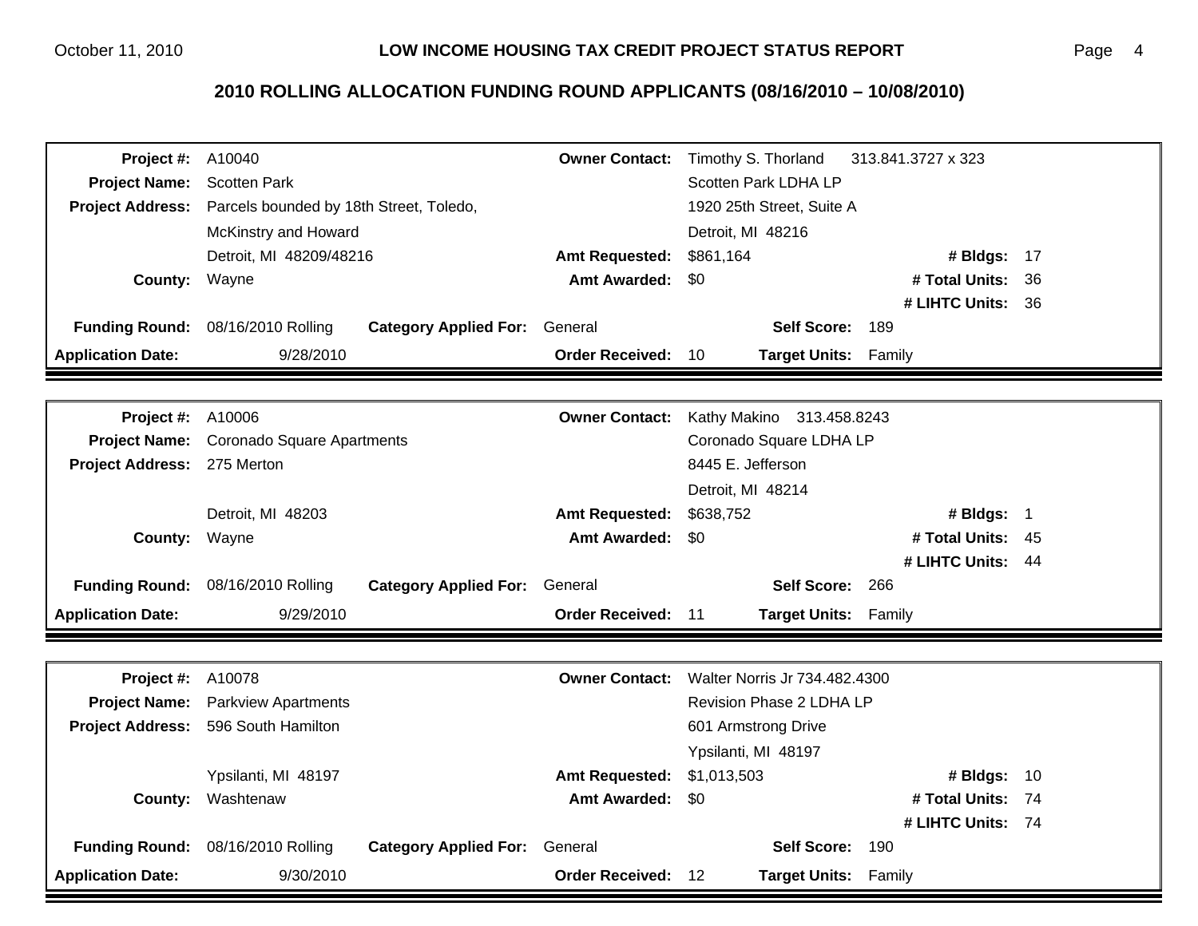## 2010 ROLLING ALLOCATION FUNDING ROUND APPLICANTS (08/16/2010 – 10/08/2010)

| | | | | | | | |
|---|---|---|---|---|---|---|---|
| **Project #:** | A10040 | | **Owner Contact:** | Timothy S. Thorland | 313.841.3727 x 323 | | |
| **Project Name:** | Scotten Park | | | Scotten Park LDHA LP | | | |
| **Project Address:** | Parcels bounded by 18th Street, Toledo, | | | 1920 25th Street, Suite A | | | |
| | McKinstry and Howard | | | Detroit, MI 48216 | | | |
| | Detroit, MI 48209/48216 | | **Amt Requested:** | $861,164 | | **# Bldgs:** | 17 |
| **County:** | Wayne | | **Amt Awarded:** | $0 | | **# Total Units:** | 36 |
| | | | | | | **# LIHTC Units:** | 36 |
| **Funding Round:** | 08/16/2010 Rolling | **Category Applied For:** | General | | **Self Score:** | 189 | |
| **Application Date:** | 9/28/2010 | | **Order Received:** | 10 | **Target Units:** | Family | |

| | | | | | | | |
|---|---|---|---|---|---|---|---|
| **Project #:** | A10006 | | **Owner Contact:** | Kathy Makino 313.458.8243 | | | |
| **Project Name:** | Coronado Square Apartments | | | Coronado Square LDHA LP | | | |
| **Project Address:** | 275 Merton | | | 8445 E. Jefferson | | | |
| | | | | Detroit, MI 48214 | | | |
| | Detroit, MI 48203 | | **Amt Requested:** | $638,752 | | **# Bldgs:** | 1 |
| **County:** | Wayne | | **Amt Awarded:** | $0 | | **# Total Units:** | 45 |
| | | | | | | **# LIHTC Units:** | 44 |
| **Funding Round:** | 08/16/2010 Rolling | **Category Applied For:** | General | | **Self Score:** | 266 | |
| **Application Date:** | 9/29/2010 | | **Order Received:** | 11 | **Target Units:** | Family | |

| | | | | | | | |
|---|---|---|---|---|---|---|---|
| **Project #:** | A10078 | | **Owner Contact:** | Walter Norris Jr 734.482.4300 | | | |
| **Project Name:** | Parkview Apartments | | | Revision Phase 2 LDHA LP | | | |
| **Project Address:** | 596 South Hamilton | | | 601 Armstrong Drive | | | |
| | | | | Ypsilanti, MI 48197 | | | |
| | Ypsilanti, MI 48197 | | **Amt Requested:** | $1,013,503 | | **# Bldgs:** | 10 |
| **County:** | Washtenaw | | **Amt Awarded:** | $0 | | **# Total Units:** | 74 |
| | | | | | | **# LIHTC Units:** | 74 |
| **Funding Round:** | 08/16/2010 Rolling | **Category Applied For:** | General | | **Self Score:** | 190 | |
| **Application Date:** | 9/30/2010 | | **Order Received:** | 12 | **Target Units:** | Family | |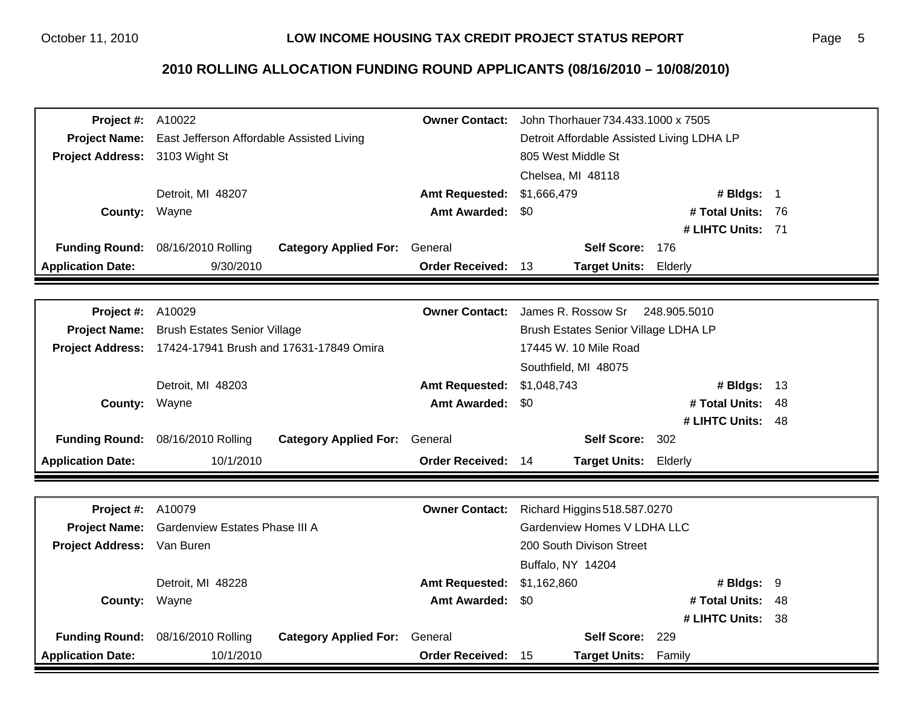## 2010 ROLLING ALLOCATION FUNDING ROUND APPLICANTS (08/16/2010 – 10/08/2010)

| | | | | | | | |
|---|---|---|---|---|---|---|---|
| **Project #:** | A10022 | | **Owner Contact:** | John Thorhauer 734.433.1000 x 7505 | | | |
| **Project Name:** | East Jefferson Affordable Assisted Living | | | Detroit Affordable Assisted Living LDHA LP | | | |
| **Project Address:** | 3103 Wight St | | | 805 West Middle St | | | |
| | | | | Chelsea, MI 48118 | | | |
| | Detroit, MI 48207 | | **Amt Requested:** | $1,666,479 | | **# Bldgs:** | 1 |
| **County:** | Wayne | | **Amt Awarded:** | $0 | | **# Total Units:** | 76 |
| | | | | | | **# LIHTC Units:** | 71 |
| **Funding Round:** | 08/16/2010 Rolling | **Category Applied For:** | General | | **Self Score:** | 176 | |
| **Application Date:** | 9/30/2010 | | **Order Received:** | 13 | **Target Units:** | Elderly | |

| | | | | | | | |
|---|---|---|---|---|---|---|---|
| **Project #:** | A10029 | | **Owner Contact:** | James R. Rossow Sr 248.905.5010 | | | |
| **Project Name:** | Brush Estates Senior Village | | | Brush Estates Senior Village LDHA LP | | | |
| **Project Address:** | 17424-17941 Brush and 17631-17849 Omira | | | 17445 W. 10 Mile Road | | | |
| | | | | Southfield, MI 48075 | | | |
| | Detroit, MI 48203 | | **Amt Requested:** | $1,048,743 | | **# Bldgs:** | 13 |
| **County:** | Wayne | | **Amt Awarded:** | $0 | | **# Total Units:** | 48 |
| | | | | | | **# LIHTC Units:** | 48 |
| **Funding Round:** | 08/16/2010 Rolling | **Category Applied For:** | General | | **Self Score:** | 302 | |
| **Application Date:** | 10/1/2010 | | **Order Received:** | 14 | **Target Units:** | Elderly | |

| | | | | | | | |
|---|---|---|---|---|---|---|---|
| **Project #:** | A10079 | | **Owner Contact:** | Richard Higgins 518.587.0270 | | | |
| **Project Name:** | Gardenview Estates Phase III A | | | Gardenview Homes V LDHA LLC | | | |
| **Project Address:** | Van Buren | | | 200 South Divison Street | | | |
| | | | | Buffalo, NY 14204 | | | |
| | Detroit, MI 48228 | | **Amt Requested:** | $1,162,860 | | **# Bldgs:** | 9 |
| **County:** | Wayne | | **Amt Awarded:** | $0 | | **# Total Units:** | 48 |
| | | | | | | **# LIHTC Units:** | 38 |
| **Funding Round:** | 08/16/2010 Rolling | **Category Applied For:** | General | | **Self Score:** | 229 | |
| **Application Date:** | 10/1/2010 | | **Order Received:** | 15 | **Target Units:** | Family | |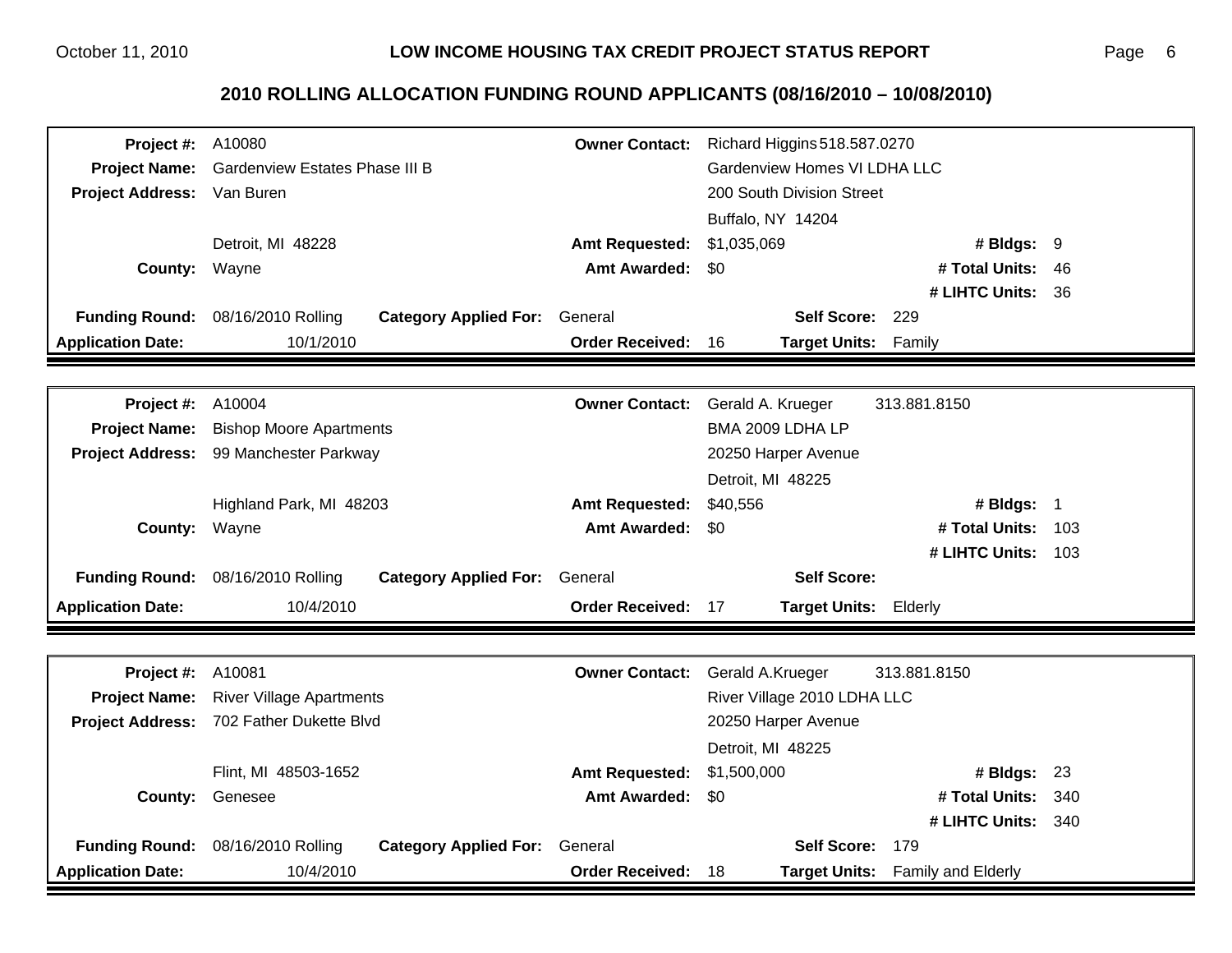## 2010 ROLLING ALLOCATION FUNDING ROUND APPLICANTS (08/16/2010 – 10/08/2010)

| | | | | | | | |
|---|---|---|---|---|---|---|---|
| **Project #:** | A10080 | | **Owner Contact:** | Richard Higgins 518.587.0270 | | | |
| **Project Name:** | Gardenview Estates Phase III B | | | Gardenview Homes VI LDHA LLC | | | |
| **Project Address:** | Van Buren | | | 200 South Division Street | | | |
| | | | | Buffalo, NY 14204 | | | |
| | Detroit, MI 48228 | | **Amt Requested:** | $1,035,069 | | **# Bldgs:** | 9 |
| **County:** | Wayne | | **Amt Awarded:** | $0 | | **# Total Units:** | 46 |
| | | | | | | **# LIHTC Units:** | 36 |
| **Funding Round:** | 08/16/2010 Rolling | **Category Applied For:** | General | | **Self Score:** | 229 | |
| **Application Date:** | 10/1/2010 | | **Order Received:** | 16 | **Target Units:** | Family | |

| | | | | | | | |
|---|---|---|---|---|---|---|---|
| **Project #:** | A10004 | | **Owner Contact:** | Gerald A. Krueger | 313.881.8150 | | |
| **Project Name:** | Bishop Moore Apartments | | | BMA 2009 LDHA LP | | | |
| **Project Address:** | 99 Manchester Parkway | | | 20250 Harper Avenue | | | |
| | | | | Detroit, MI 48225 | | | |
| | Highland Park, MI 48203 | | **Amt Requested:** | $40,556 | | **# Bldgs:** | 1 |
| **County:** | Wayne | | **Amt Awarded:** | $0 | | **# Total Units:** | 103 |
| | | | | | | **# LIHTC Units:** | 103 |
| **Funding Round:** | 08/16/2010 Rolling | **Category Applied For:** | General | | **Self Score:** | | |
| **Application Date:** | 10/4/2010 | | **Order Received:** | 17 | **Target Units:** | Elderly | |

| | | | | | | | |
|---|---|---|---|---|---|---|---|
| **Project #:** | A10081 | | **Owner Contact:** | Gerald A.Krueger | 313.881.8150 | | |
| **Project Name:** | River Village Apartments | | | River Village 2010 LDHA LLC | | | |
| **Project Address:** | 702 Father Dukette Blvd | | | 20250 Harper Avenue | | | |
| | | | | Detroit, MI 48225 | | | |
| | Flint, MI 48503-1652 | | **Amt Requested:** | $1,500,000 | | **# Bldgs:** | 23 |
| **County:** | Genesee | | **Amt Awarded:** | $0 | | **# Total Units:** | 340 |
| | | | | | | **# LIHTC Units:** | 340 |
| **Funding Round:** | 08/16/2010 Rolling | **Category Applied For:** | General | | **Self Score:** | 179 | |
| **Application Date:** | 10/4/2010 | | **Order Received:** | 18 | **Target Units:** | Family and Elderly | |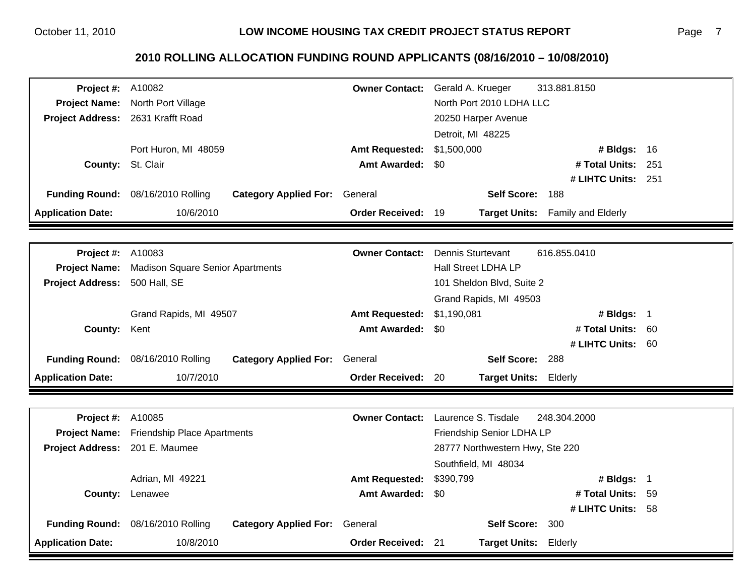## 2010 ROLLING ALLOCATION FUNDING ROUND APPLICANTS (08/16/2010 – 10/08/2010)

| | | | | | | | |
|---|---|---|---|---|---|---|---|
| **Project #:** | A10082 | | **Owner Contact:** | Gerald A. Krueger | 313.881.8150 | | |
| **Project Name:** | North Port Village | | | North Port 2010 LDHA LLC | | | |
| **Project Address:** | 2631 Krafft Road | | | 20250 Harper Avenue | | | |
| | | | | Detroit, MI 48225 | | | |
| | Port Huron, MI 48059 | | **Amt Requested:** | $1,500,000 | | **# Bldgs:** | 16 |
| **County:** | St. Clair | | **Amt Awarded:** | $0 | | **# Total Units:** | 251 |
| | | | | | | **# LIHTC Units:** | 251 |
| **Funding Round:** | 08/16/2010 Rolling | **Category Applied For:** | General | **Self Score:** | 188 | | |
| **Application Date:** | 10/6/2010 | | **Order Received:** | 19 | **Target Units:** | Family and Elderly | |

| | | | | | | | |
|---|---|---|---|---|---|---|---|
| **Project #:** | A10083 | | **Owner Contact:** | Dennis Sturtevant | 616.855.0410 | | |
| **Project Name:** | Madison Square Senior Apartments | | | Hall Street LDHA LP | | | |
| **Project Address:** | 500 Hall, SE | | | 101 Sheldon Blvd, Suite 2 | | | |
| | | | | Grand Rapids, MI 49503 | | | |
| | Grand Rapids, MI 49507 | | **Amt Requested:** | $1,190,081 | | **# Bldgs:** | 1 |
| **County:** | Kent | | **Amt Awarded:** | $0 | | **# Total Units:** | 60 |
| | | | | | | **# LIHTC Units:** | 60 |
| **Funding Round:** | 08/16/2010 Rolling | **Category Applied For:** | General | **Self Score:** | 288 | | |
| **Application Date:** | 10/7/2010 | | **Order Received:** | 20 | **Target Units:** | Elderly | |

| | | | | | | | |
|---|---|---|---|---|---|---|---|
| **Project #:** | A10085 | | **Owner Contact:** | Laurence S. Tisdale | 248.304.2000 | | |
| **Project Name:** | Friendship Place Apartments | | | Friendship Senior LDHA LP | | | |
| **Project Address:** | 201 E. Maumee | | | 28777 Northwestern Hwy, Ste 220 | | | |
| | | | | Southfield, MI 48034 | | | |
| | Adrian, MI 49221 | | **Amt Requested:** | $390,799 | | **# Bldgs:** | 1 |
| **County:** | Lenawee | | **Amt Awarded:** | $0 | | **# Total Units:** | 59 |
| | | | | | | **# LIHTC Units:** | 58 |
| **Funding Round:** | 08/16/2010 Rolling | **Category Applied For:** | General | **Self Score:** | 300 | | |
| **Application Date:** | 10/8/2010 | | **Order Received:** | 21 | **Target Units:** | Elderly | |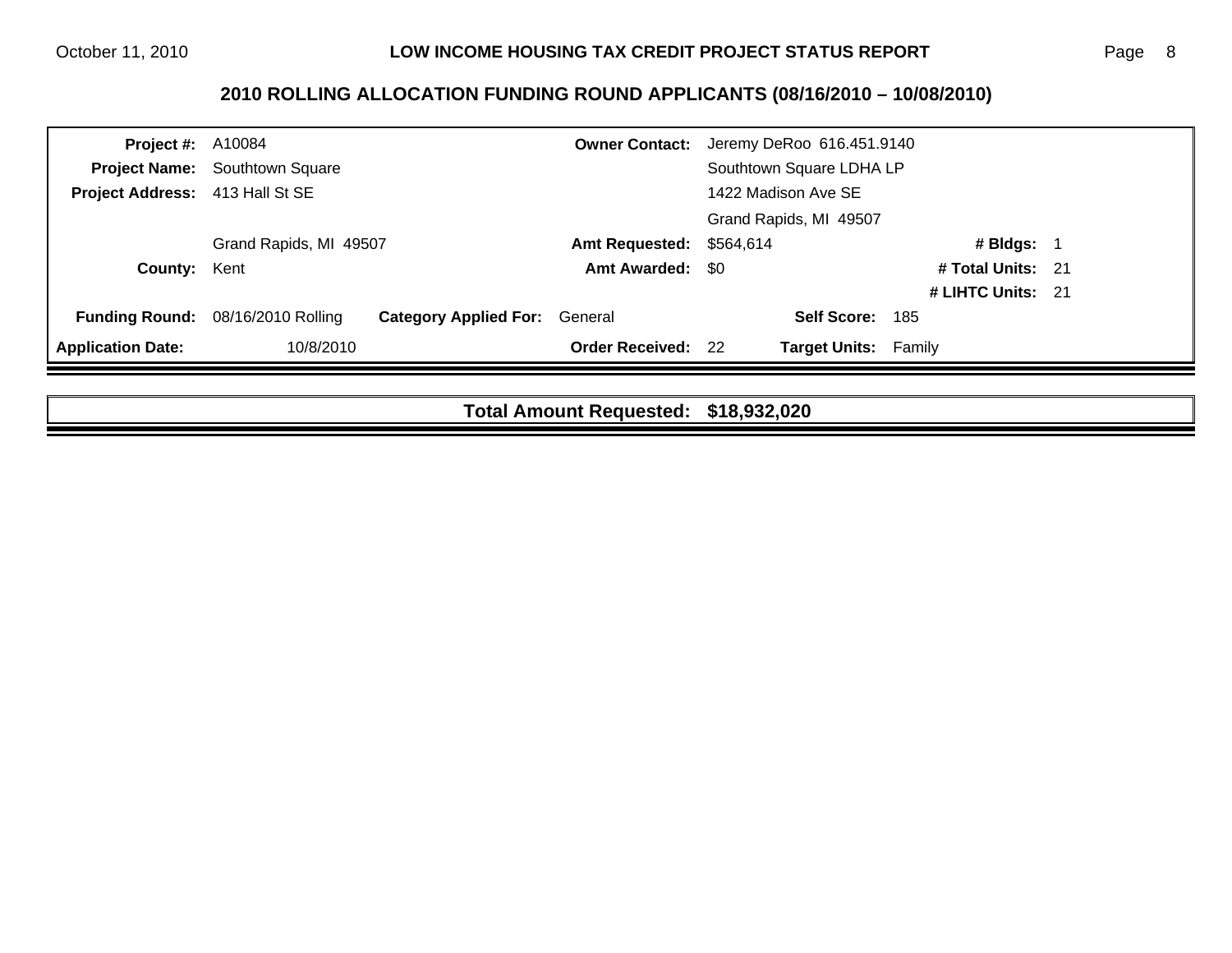## 2010 ROLLING ALLOCATION FUNDING ROUND APPLICANTS (08/16/2010 – 10/08/2010)

| | | | | | | | |
|---|---|---|---|---|---|---|---|
| **Project #:** | A10084 | | **Owner Contact:** | Jeremy DeRoo 616.451.9140 | | | |
| **Project Name:** | Southtown Square | | | Southtown Square LDHA LP | | | |
| **Project Address:** | 413 Hall St SE | | | 1422 Madison Ave SE | | | |
| | | | | Grand Rapids, MI 49507 | | | |
| | Grand Rapids, MI 49507 | | **Amt Requested:** | $564,614 | | **# Bldgs:** | 1 |
| **County:** | Kent | | **Amt Awarded:** | $0 | | **# Total Units:** | 21 |
| | | | | | | **# LIHTC Units:** | 21 |
| **Funding Round:** | 08/16/2010 Rolling | **Category Applied For:** | General | | **Self Score:** | 185 | |
| **Application Date:** | 10/8/2010 | | **Order Received:** | 22 | **Target Units:** | Family | |

**Total Amount Requested: $18,932,020**